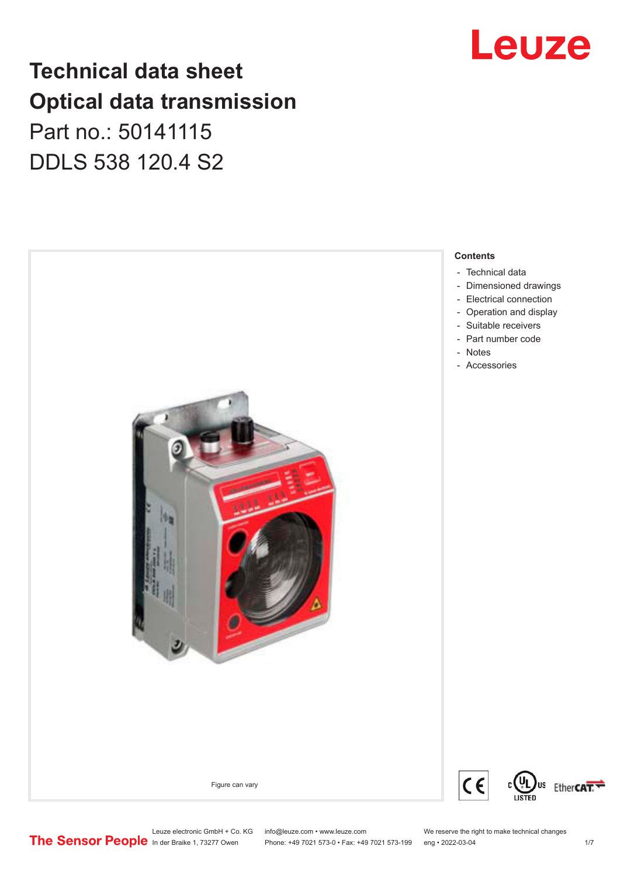# Technical data sheet
# Optical data transmission

Part no.: 50141115

DDLS 538 120.4 S2

Figure can vary

**Contents**

- Technical data
- Dimensioned drawings
- Electrical connection
- Operation and display
- Suitable receivers
- Part number code
- Notes
- Accessories

Leuze electronic GmbH + Co. KG
In der Braike 1, 73277 Owen

info@leuze.com • www.leuze.com
Phone: +49 7021 573-0 • Fax: +49 7021 573-199

We reserve the right to make technical changes
eng • 2022-03-04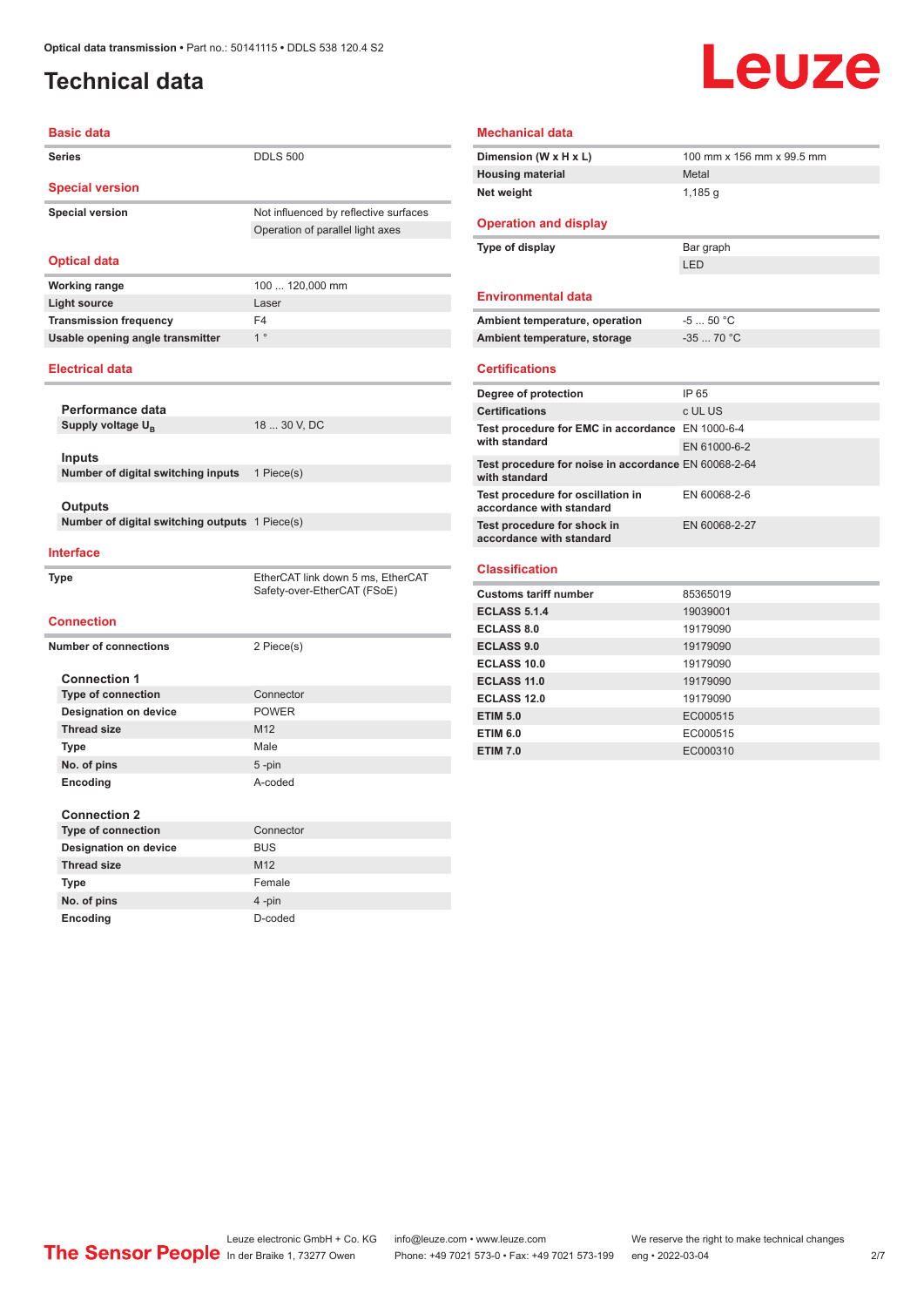# Technical data

## Basic data

| | |
|---|---|
| Series | DDLS 500 |

## Special version

| | |
|---|---|
| Special version | Not influenced by reflective surfaces |
| | Operation of parallel light axes |

## Optical data

| | |
|---|---|
| Working range | 100 ... 120,000 mm |
| Light source | Laser |
| Transmission frequency | F4 |
| Usable opening angle transmitter | 1 ° |

## Electrical data

### Performance data

| | |
|---|---|
| Supply voltage $U_B$ | 18 ... 30 V, DC |

### Inputs

| | |
|---|---|
| Number of digital switching inputs | 1 Piece(s) |

### Outputs

| | |
|---|---|
| Number of digital switching outputs | 1 Piece(s) |

## Interface

| | |
|---|---|
| Type | EtherCAT link down 5 ms, EtherCAT Safety-over-EtherCAT (FSoE) |

## Connection

| | |
|---|---|
| Number of connections | 2 Piece(s) |

### Connection 1

| | |
|---|---|
| Type of connection | Connector |
| Designation on device | POWER |
| Thread size | M12 |
| Type | Male |
| No. of pins | 5 -pin |
| Encoding | A-coded |

### Connection 2

| | |
|---|---|
| Type of connection | Connector |
| Designation on device | BUS |
| Thread size | M12 |
| Type | Female |
| No. of pins | 4 -pin |
| Encoding | D-coded |

## Mechanical data

| | |
|---|---|
| Dimension (W x H x L) | 100 mm x 156 mm x 99.5 mm |
| Housing material | Metal |
| Net weight | 1,185 g |

## Operation and display

| | |
|---|---|
| Type of display | Bar graph |
| | LED |

## Environmental data

| | |
|---|---|
| Ambient temperature, operation | -5 ... 50 °C |
| Ambient temperature, storage | -35 ... 70 °C |

## Certifications

| | |
|---|---|
| Degree of protection | IP 65 |
| Certifications | c UL US |
| Test procedure for EMC in accordance with standard | EN 1000-6-4 |
| | EN 61000-6-2 |
| Test procedure for noise in accordance with standard | EN 60068-2-64 |
| Test procedure for oscillation in accordance with standard | EN 60068-2-6 |
| Test procedure for shock in accordance with standard | EN 60068-2-27 |

## Classification

| | |
|---|---|
| Customs tariff number | 85365019 |
| ECLASS 5.1.4 | 19039001 |
| ECLASS 8.0 | 19179090 |
| ECLASS 9.0 | 19179090 |
| ECLASS 10.0 | 19179090 |
| ECLASS 11.0 | 19179090 |
| ECLASS 12.0 | 19179090 |
| ETIM 5.0 | EC000515 |
| ETIM 6.0 | EC000515 |
| ETIM 7.0 | EC000310 |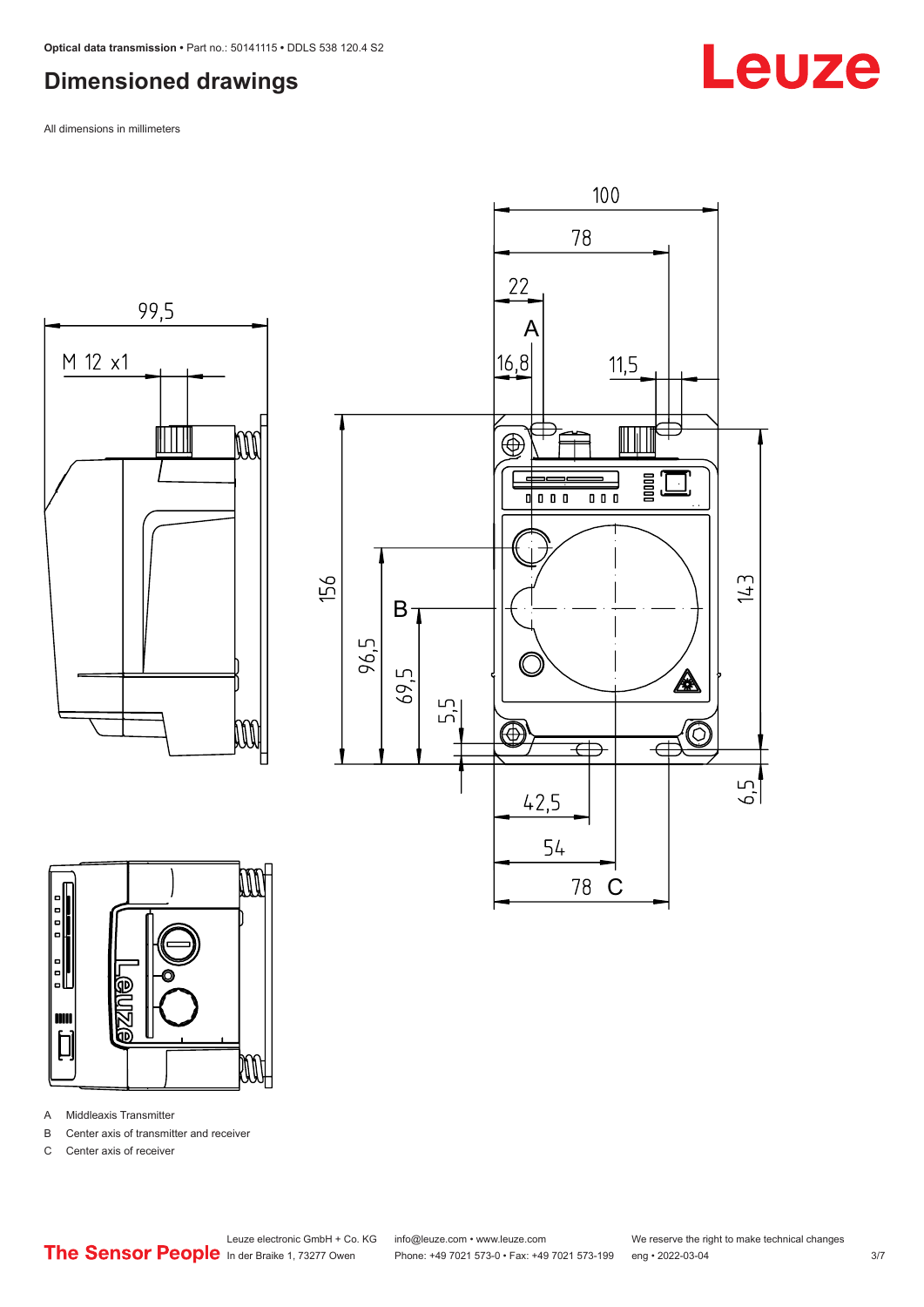# Dimensioned drawings

All dimensions in millimeters

A Middleaxis Transmitter

B Center axis of transmitter and receiver

C Center axis of receiver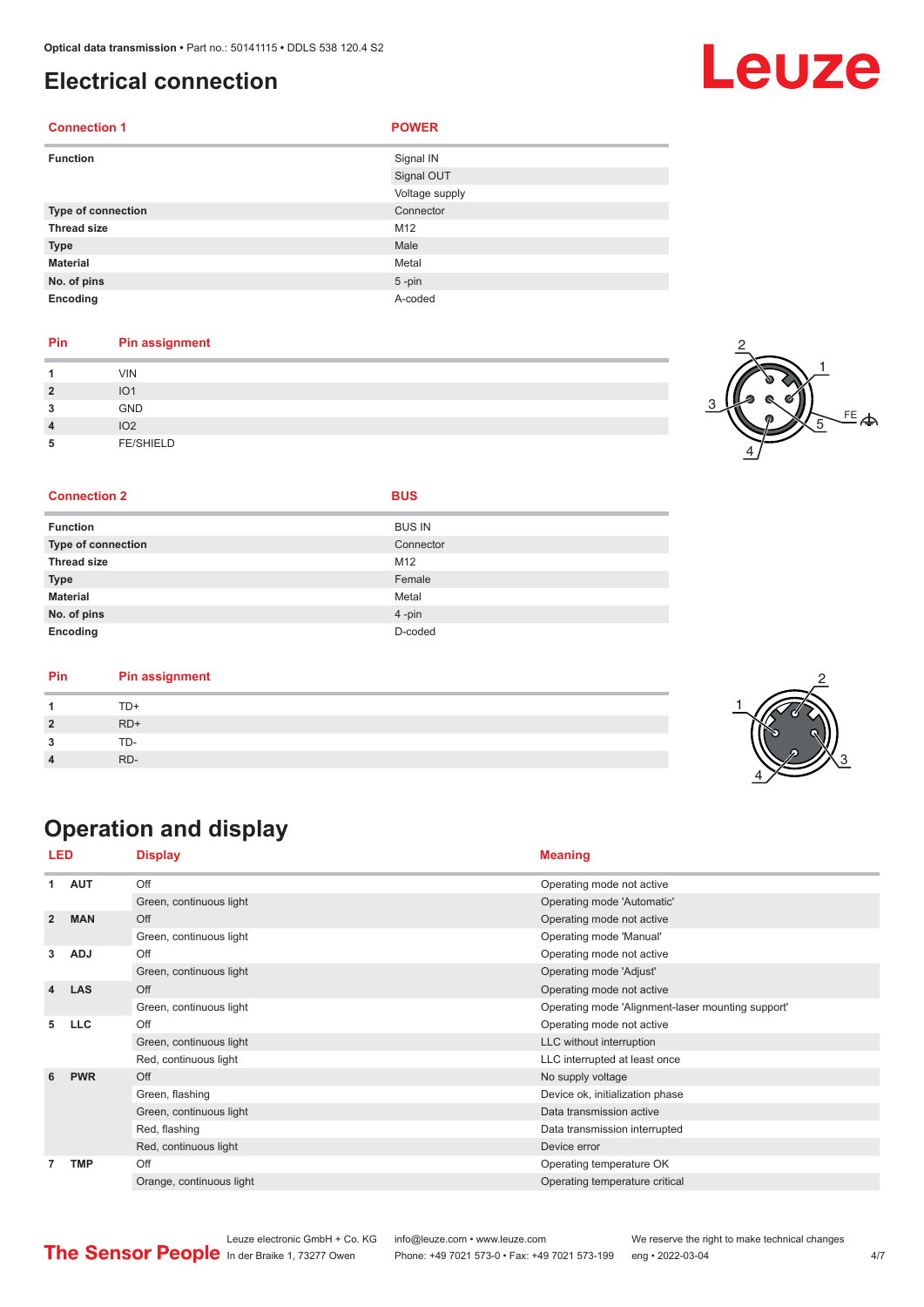# Electrical connection

| Connection 1 | POWER |
|---|---|
| **Function** | Signal IN |
| | Signal OUT |
| | Voltage supply |
| **Type of connection** | Connector |
| **Thread size** | M12 |
| **Type** | Male |
| **Material** | Metal |
| **No. of pins** | 5 -pin |
| **Encoding** | A-coded |

| Pin | Pin assignment |
|---|---|
| **1** | VIN |
| **2** | IO1 |
| **3** | GND |
| **4** | IO2 |
| **5** | FE/SHIELD |

| Connection 2 | BUS |
|---|---|
| **Function** | BUS IN |
| **Type of connection** | Connector |
| **Thread size** | M12 |
| **Type** | Female |
| **Material** | Metal |
| **No. of pins** | 4 -pin |
| **Encoding** | D-coded |

| Pin | Pin assignment |
|---|---|
| **1** | TD+ |
| **2** | RD+ |
| **3** | TD- |
| **4** | RD- |

# Operation and display

| LED | | Display | Meaning |
|---|---|---|---|
| **1** | **AUT** | Off | Operating mode not active |
| | | Green, continuous light | Operating mode 'Automatic' |
| **2** | **MAN** | Off | Operating mode not active |
| | | Green, continuous light | Operating mode 'Manual' |
| **3** | **ADJ** | Off | Operating mode not active |
| | | Green, continuous light | Operating mode 'Adjust' |
| **4** | **LAS** | Off | Operating mode not active |
| | | Green, continuous light | Operating mode 'Alignment-laser mounting support' |
| **5** | **LLC** | Off | Operating mode not active |
| | | Green, continuous light | LLC without interruption |
| | | Red, continuous light | LLC interrupted at least once |
| **6** | **PWR** | Off | No supply voltage |
| | | Green, flashing | Device ok, initialization phase |
| | | Green, continuous light | Data transmission active |
| | | Red, flashing | Data transmission interrupted |
| | | Red, continuous light | Device error |
| **7** | **TMP** | Off | Operating temperature OK |
| | | Orange, continuous light | Operating temperature critical |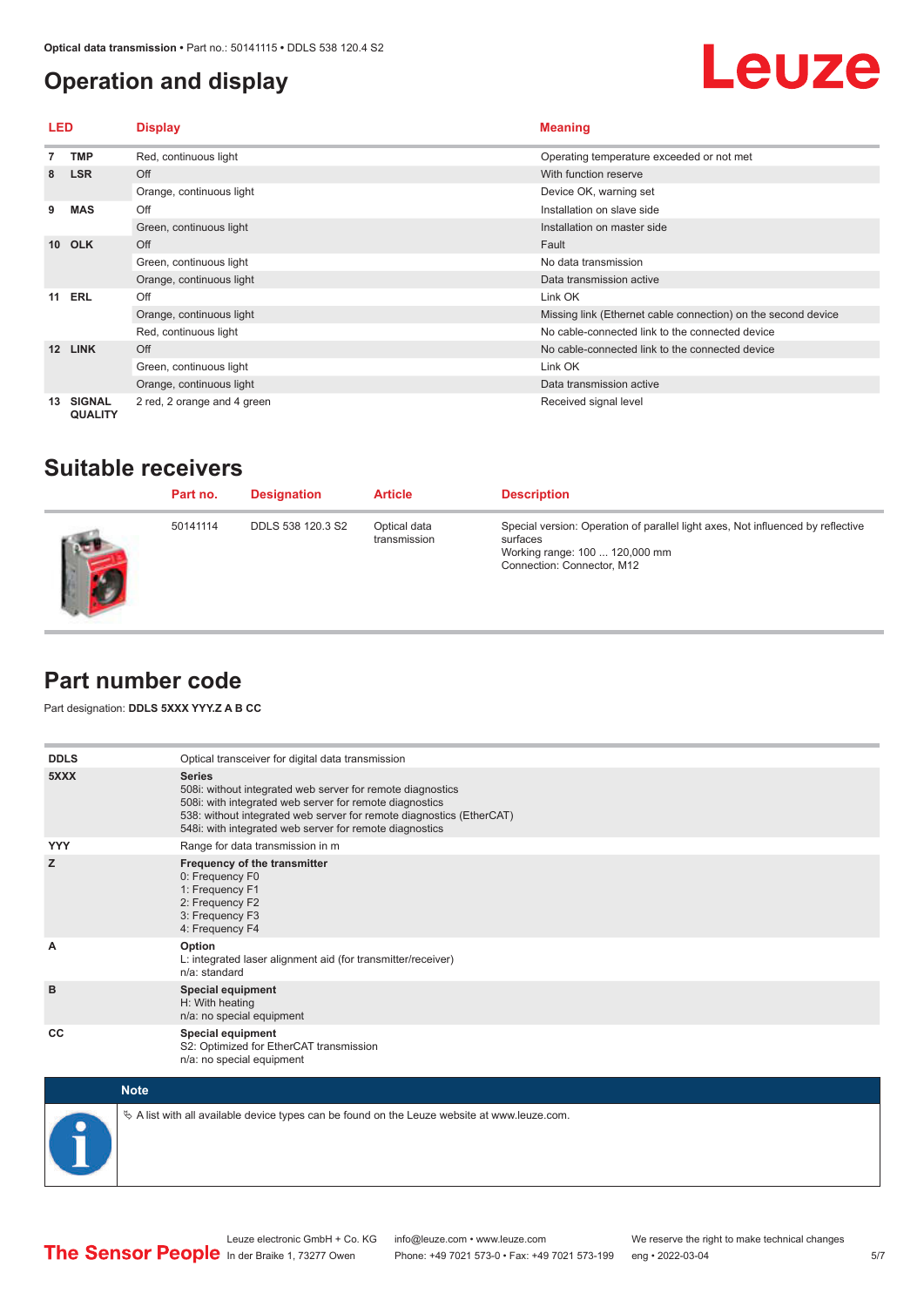## Operation and display

| LED | | Display | Meaning |
|---|---|---|---|
| 7 | TMP | Red, continuous light | Operating temperature exceeded or not met |
| 8 | LSR | Off | With function reserve |
| | | Orange, continuous light | Device OK, warning set |
| 9 | MAS | Off | Installation on slave side |
| | | Green, continuous light | Installation on master side |
| 10 | OLK | Off | Fault |
| | | Green, continuous light | No data transmission |
| | | Orange, continuous light | Data transmission active |
| 11 | ERL | Off | Link OK |
| | | Orange, continuous light | Missing link (Ethernet cable connection) on the second device |
| | | Red, continuous light | No cable-connected link to the connected device |
| 12 | LINK | Off | No cable-connected link to the connected device |
| | | Green, continuous light | Link OK |
| | | Orange, continuous light | Data transmission active |
| 13 | SIGNAL QUALITY | 2 red, 2 orange and 4 green | Received signal level |

## Suitable receivers

| Part no. | Designation | Article | Description |
|---|---|---|---|
| 50141114 | DDLS 538 120.3 S2 | Optical data transmission | Special version: Operation of parallel light axes, Not influenced by reflective surfaces<br>Working range: 100 ... 120,000 mm<br>Connection: Connector, M12 |

## Part number code

Part designation: **DDLS 5XXX YYY.Z A B CC**

| | |
|---|---|
| **DDLS** | Optical transceiver for digital data transmission |
| **5XXX** | **Series**<br>508i: without integrated web server for remote diagnostics<br>508i: with integrated web server for remote diagnostics<br>538: without integrated web server for remote diagnostics (EtherCAT)<br>548i: with integrated web server for remote diagnostics |
| **YYY** | Range for data transmission in m |
| **Z** | **Frequency of the transmitter**<br>0: Frequency F0<br>1: Frequency F1<br>2: Frequency F2<br>3: Frequency F3<br>4: Frequency F4 |
| **A** | **Option**<br>L: integrated laser alignment aid (for transmitter/receiver)<br>n/a: standard |
| **B** | **Special equipment**<br>H: With heating<br>n/a: no special equipment |
| **CC** | **Special equipment**<br>S2: Optimized for EtherCAT transmission<br>n/a: no special equipment |

**Note**

- A list with all available device types can be found on the Leuze website at www.leuze.com.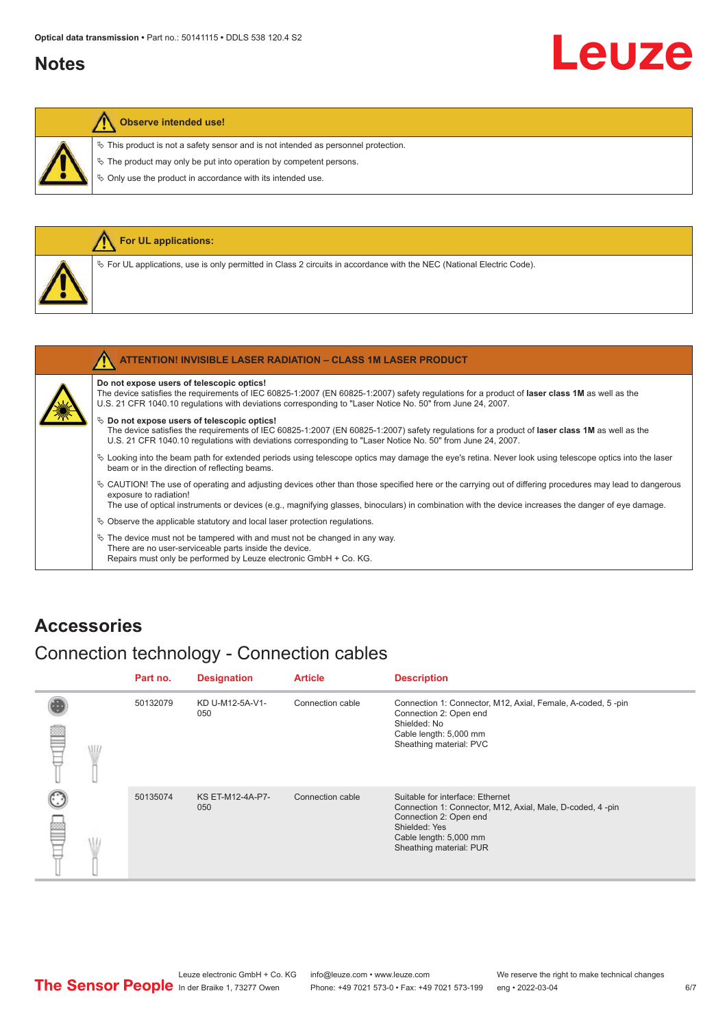## Notes

**Observe intended use!**

- ↳ This product is not a safety sensor and is not intended as personnel protection.
- ↳ The product may only be put into operation by competent persons.
- ↳ Only use the product in accordance with its intended use.

**For UL applications:**

- ↳ For UL applications, use is only permitted in Class 2 circuits in accordance with the NEC (National Electric Code).

**ATTENTION! INVISIBLE LASER RADIATION – CLASS 1M LASER PRODUCT**

**Do not expose users of telescopic optics!**
The device satisfies the requirements of IEC 60825-1:2007 (EN 60825-1:2007) safety regulations for a product of **laser class 1M** as well as the U.S. 21 CFR 1040.10 regulations with deviations corresponding to "Laser Notice No. 50" from June 24, 2007.

- ↳ **Do not expose users of telescopic optics!**
  The device satisfies the requirements of IEC 60825-1:2007 (EN 60825-1:2007) safety regulations for a product of **laser class 1M** as well as the U.S. 21 CFR 1040.10 regulations with deviations corresponding to "Laser Notice No. 50" from June 24, 2007.
- ↳ Looking into the beam path for extended periods using telescope optics may damage the eye's retina. Never look using telescope optics into the laser beam or in the direction of reflecting beams.
- ↳ CAUTION! The use of operating and adjusting devices other than those specified here or the carrying out of differing procedures may lead to dangerous exposure to radiation!
  The use of optical instruments or devices (e.g., magnifying glasses, binoculars) in combination with the device increases the danger of eye damage.
- ↳ Observe the applicable statutory and local laser protection regulations.
- ↳ The device must not be tampered with and must not be changed in any way.
  There are no user-serviceable parts inside the device.
  Repairs must only be performed by Leuze electronic GmbH + Co. KG.

## Accessories

### Connection technology - Connection cables

| Part no. | Designation | Article | Description |
|---|---|---|---|
| 50132079 | KD U-M12-5A-V1-050 | Connection cable | Connection 1: Connector, M12, Axial, Female, A-coded, 5 -pin<br>Connection 2: Open end<br>Shielded: No<br>Cable length: 5,000 mm<br>Sheathing material: PVC |
| 50135074 | KS ET-M12-4A-P7-050 | Connection cable | Suitable for interface: Ethernet<br>Connection 1: Connector, M12, Axial, Male, D-coded, 4 -pin<br>Connection 2: Open end<br>Shielded: Yes<br>Cable length: 5,000 mm<br>Sheathing material: PUR |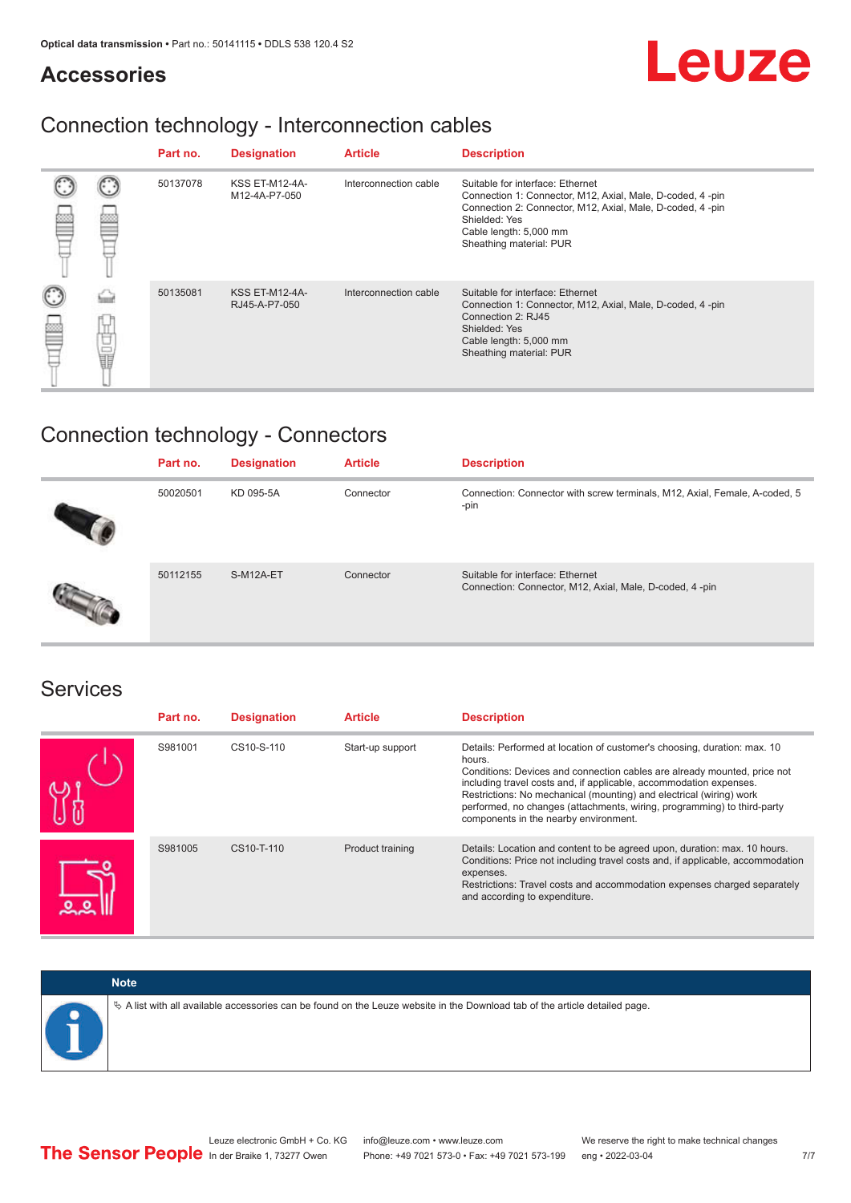# Accessories

## Connection technology - Interconnection cables

| | Part no. | Designation | Article | Description |
|---|---|---|---|---|
| | 50137078 | KSS ET-M12-4A-M12-4A-P7-050 | Interconnection cable | Suitable for interface: Ethernet<br>Connection 1: Connector, M12, Axial, Male, D-coded, 4 -pin<br>Connection 2: Connector, M12, Axial, Male, D-coded, 4 -pin<br>Shielded: Yes<br>Cable length: 5,000 mm<br>Sheathing material: PUR |
| | 50135081 | KSS ET-M12-4A-RJ45-A-P7-050 | Interconnection cable | Suitable for interface: Ethernet<br>Connection 1: Connector, M12, Axial, Male, D-coded, 4 -pin<br>Connection 2: RJ45<br>Shielded: Yes<br>Cable length: 5,000 mm<br>Sheathing material: PUR |

## Connection technology - Connectors

| | Part no. | Designation | Article | Description |
|---|---|---|---|---|
| | 50020501 | KD 095-5A | Connector | Connection: Connector with screw terminals, M12, Axial, Female, A-coded, 5 -pin |
| | 50112155 | S-M12A-ET | Connector | Suitable for interface: Ethernet<br>Connection: Connector, M12, Axial, Male, D-coded, 4 -pin |

## Services

| | Part no. | Designation | Article | Description |
|---|---|---|---|---|
| | S981001 | CS10-S-110 | Start-up support | Details: Performed at location of customer's choosing, duration: max. 10 hours.<br>Conditions: Devices and connection cables are already mounted, price not including travel costs and, if applicable, accommodation expenses.<br>Restrictions: No mechanical (mounting) and electrical (wiring) work performed, no changes (attachments, wiring, programming) to third-party components in the nearby environment. |
| | S981005 | CS10-T-110 | Product training | Details: Location and content to be agreed upon, duration: max. 10 hours.<br>Conditions: Price not including travel costs and, if applicable, accommodation expenses.<br>Restrictions: Travel costs and accommodation expenses charged separately and according to expenditure. |

**Note**

A list with all available accessories can be found on the Leuze website in the Download tab of the article detailed page.